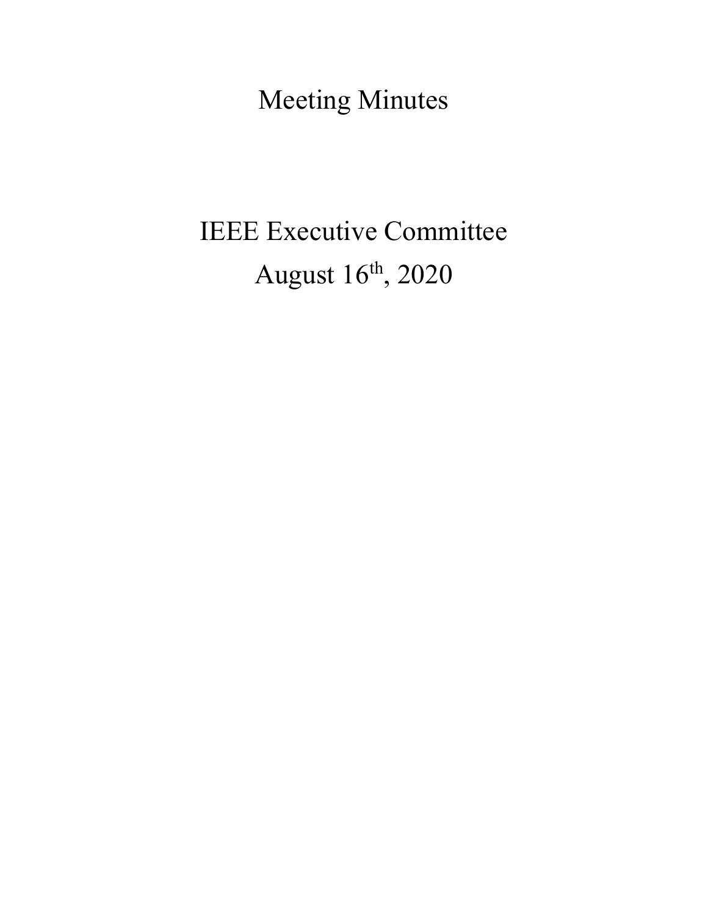# Meeting Minutes

## IEEE Executive Committee

## August 16th, 2020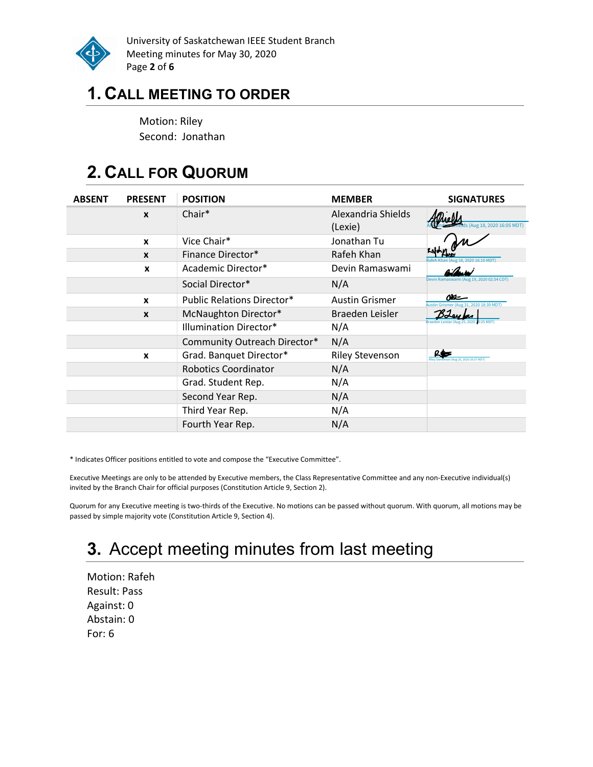# 1. CALL MEETING TO ORDER

Motion: Riley
Second: Jonathan

# 2. CALL FOR QUORUM

| ABSENT | PRESENT | POSITION | MEMBER | SIGNATURES |
|---|---|---|---|---|
| | x | Chair* | Alexandria Shields (Lexie) | Alexandria Shields (Aug 18, 2020 16:05 MDT) |
| | x | Vice Chair* | Jonathan Tu | |
| | x | Finance Director* | Rafeh Khan | Rafeh Khan (Aug 18, 2020 16:10 MDT) |
| | x | Academic Director* | Devin Ramaswami | Devin Ramaswami (Aug 19, 2020 02:54 CDT) |
| | | Social Director* | N/A | |
| | x | Public Relations Director* | Austin Grismer | Austin Grismer (Aug 31, 2020 18:39 MDT) |
| | x | McNaughton Director* | Braeden Leisler | Braeden Leislar (Aug 25, 2020 ?:25 MDT) |
| | | Illumination Director* | N/A | |
| | | Community Outreach Director* | N/A | |
| | x | Grad. Banquet Director* | Riley Stevenson | Riley Stevenson (Aug 25, 2020 20:37 MDT) |
| | | Robotics Coordinator | N/A | |
| | | Grad. Student Rep. | N/A | |
| | | Second Year Rep. | N/A | |
| | | Third Year Rep. | N/A | |
| | | Fourth Year Rep. | N/A | |

* Indicates Officer positions entitled to vote and compose the "Executive Committee".

Executive Meetings are only to be attended by Executive members, the Class Representative Committee and any non-Executive individual(s) invited by the Branch Chair for official purposes (Constitution Article 9, Section 2).

Quorum for any Executive meeting is two-thirds of the Executive. No motions can be passed without quorum. With quorum, all motions may be passed by simple majority vote (Constitution Article 9, Section 4).

# 3. Accept meeting minutes from last meeting

Motion: Rafeh
Result: Pass
Against: 0
Abstain: 0
For: 6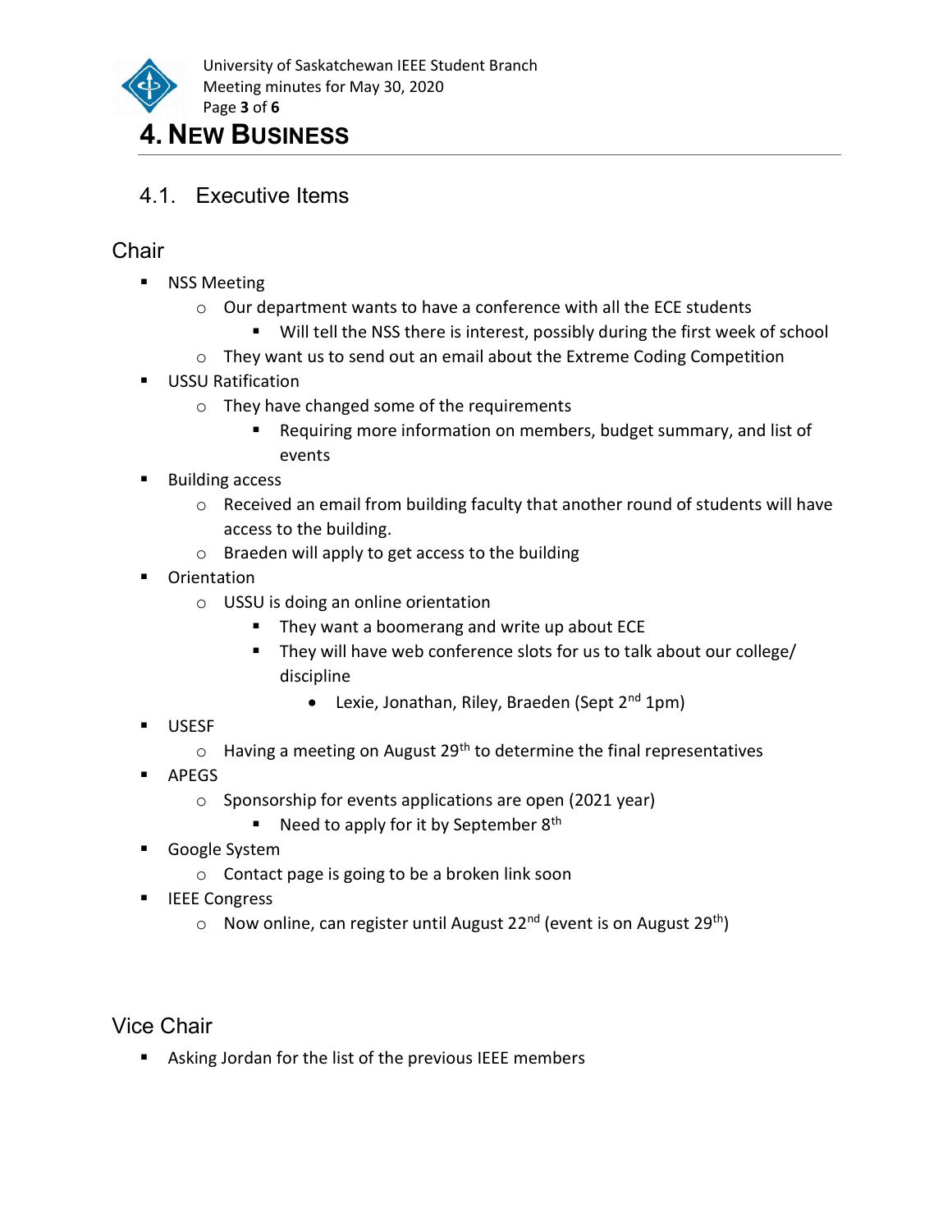# 4. New Business

## 4.1. Executive Items

### Chair

- NSS Meeting
  - Our department wants to have a conference with all the ECE students
    - Will tell the NSS there is interest, possibly during the first week of school
  - They want us to send out an email about the Extreme Coding Competition
- USSU Ratification
  - They have changed some of the requirements
    - Requiring more information on members, budget summary, and list of events
- Building access
  - Received an email from building faculty that another round of students will have access to the building.
  - Braeden will apply to get access to the building
- Orientation
  - USSU is doing an online orientation
    - They want a boomerang and write up about ECE
    - They will have web conference slots for us to talk about our college/ discipline
      - Lexie, Jonathan, Riley, Braeden (Sept 2nd 1pm)
- USESF
  - Having a meeting on August 29th to determine the final representatives
- APEGS
  - Sponsorship for events applications are open (2021 year)
    - Need to apply for it by September 8th
- Google System
  - Contact page is going to be a broken link soon
- IEEE Congress
  - Now online, can register until August 22nd (event is on August 29th)

### Vice Chair

- Asking Jordan for the list of the previous IEEE members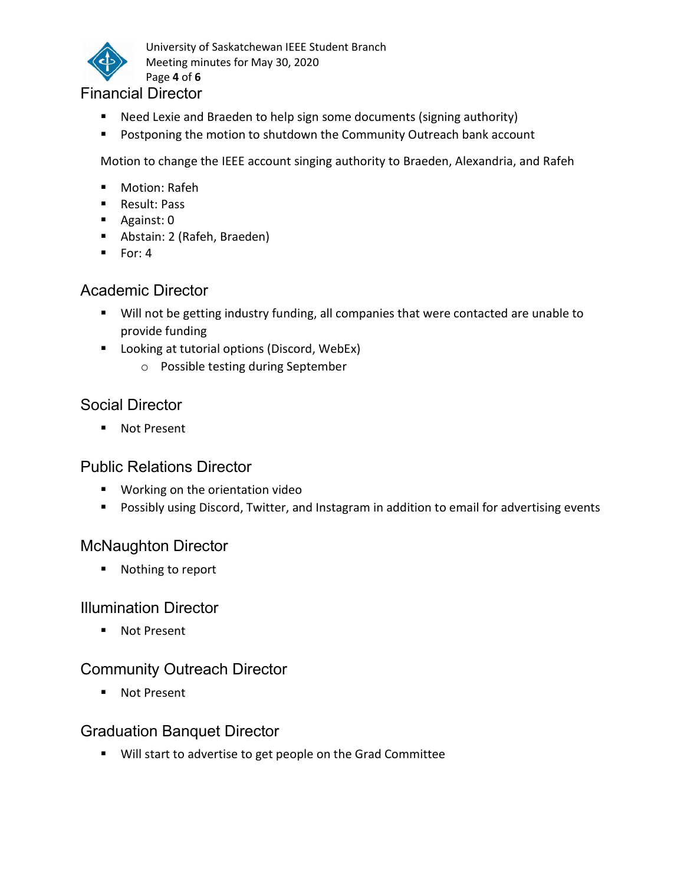## Financial Director

- Need Lexie and Braeden to help sign some documents (signing authority)
- Postponing the motion to shutdown the Community Outreach bank account

Motion to change the IEEE account singing authority to Braeden, Alexandria, and Rafeh

- Motion: Rafeh
- Result: Pass
- Against: 0
- Abstain: 2 (Rafeh, Braeden)
- For: 4

## Academic Director

- Will not be getting industry funding, all companies that were contacted are unable to provide funding
- Looking at tutorial options (Discord, WebEx)
  - Possible testing during September

## Social Director

- Not Present

## Public Relations Director

- Working on the orientation video
- Possibly using Discord, Twitter, and Instagram in addition to email for advertising events

## McNaughton Director

- Nothing to report

## Illumination Director

- Not Present

## Community Outreach Director

- Not Present

## Graduation Banquet Director

- Will start to advertise to get people on the Grad Committee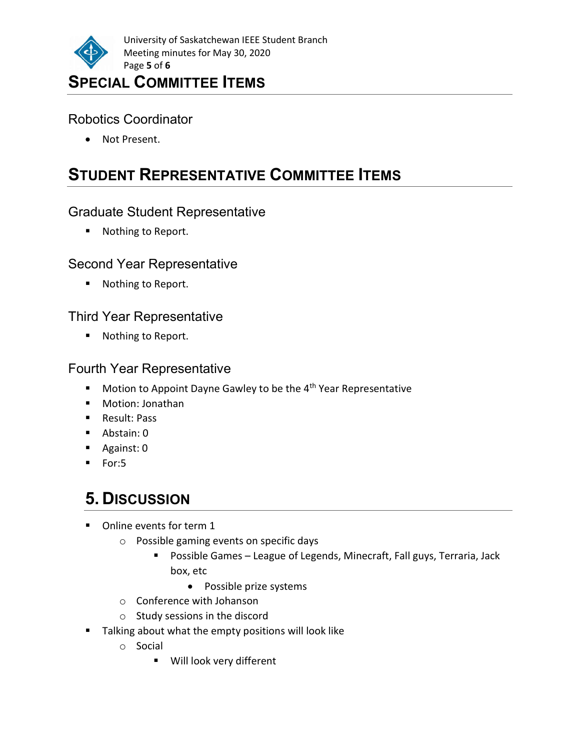# Special Committee Items

## Robotics Coordinator

- Not Present.

# Student Representative Committee Items

## Graduate Student Representative

- Nothing to Report.

## Second Year Representative

- Nothing to Report.

## Third Year Representative

- Nothing to Report.

## Fourth Year Representative

- Motion to Appoint Dayne Gawley to be the 4th Year Representative
- Motion: Jonathan
- Result: Pass
- Abstain: 0
- Against: 0
- For:5

# 5. Discussion

- Online events for term 1
  - Possible gaming events on specific days
    - Possible Games – League of Legends, Minecraft, Fall guys, Terraria, Jack box, etc
      - Possible prize systems
  - Conference with Johanson
  - Study sessions in the discord
- Talking about what the empty positions will look like
  - Social
    - Will look very different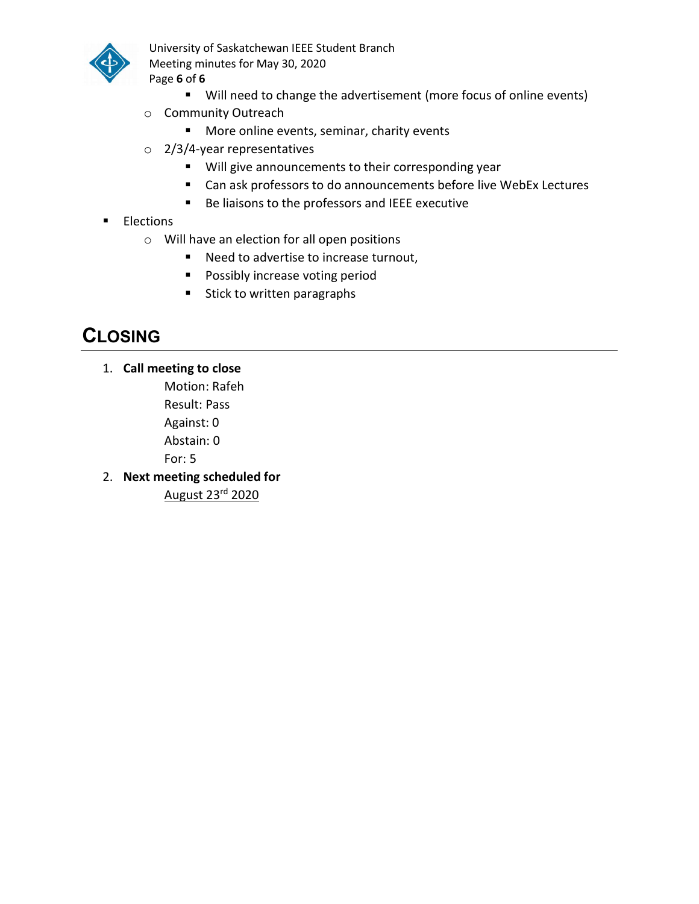- Will need to change the advertisement (more focus of online events)
    - Community Outreach
        - More online events, seminar, charity events
    - 2/3/4-year representatives
        - Will give announcements to their corresponding year
        - Can ask professors to do announcements before live WebEx Lectures
        - Be liaisons to the professors and IEEE executive
- Elections
    - Will have an election for all open positions
        - Need to advertise to increase turnout,
        - Possibly increase voting period
        - Stick to written paragraphs

# CLOSING

1. **Call meeting to close**

   Motion: Rafeh
   Result: Pass
   Against: 0
   Abstain: 0
   For: 5

2. **Next meeting scheduled for**

   August 23rd 2020